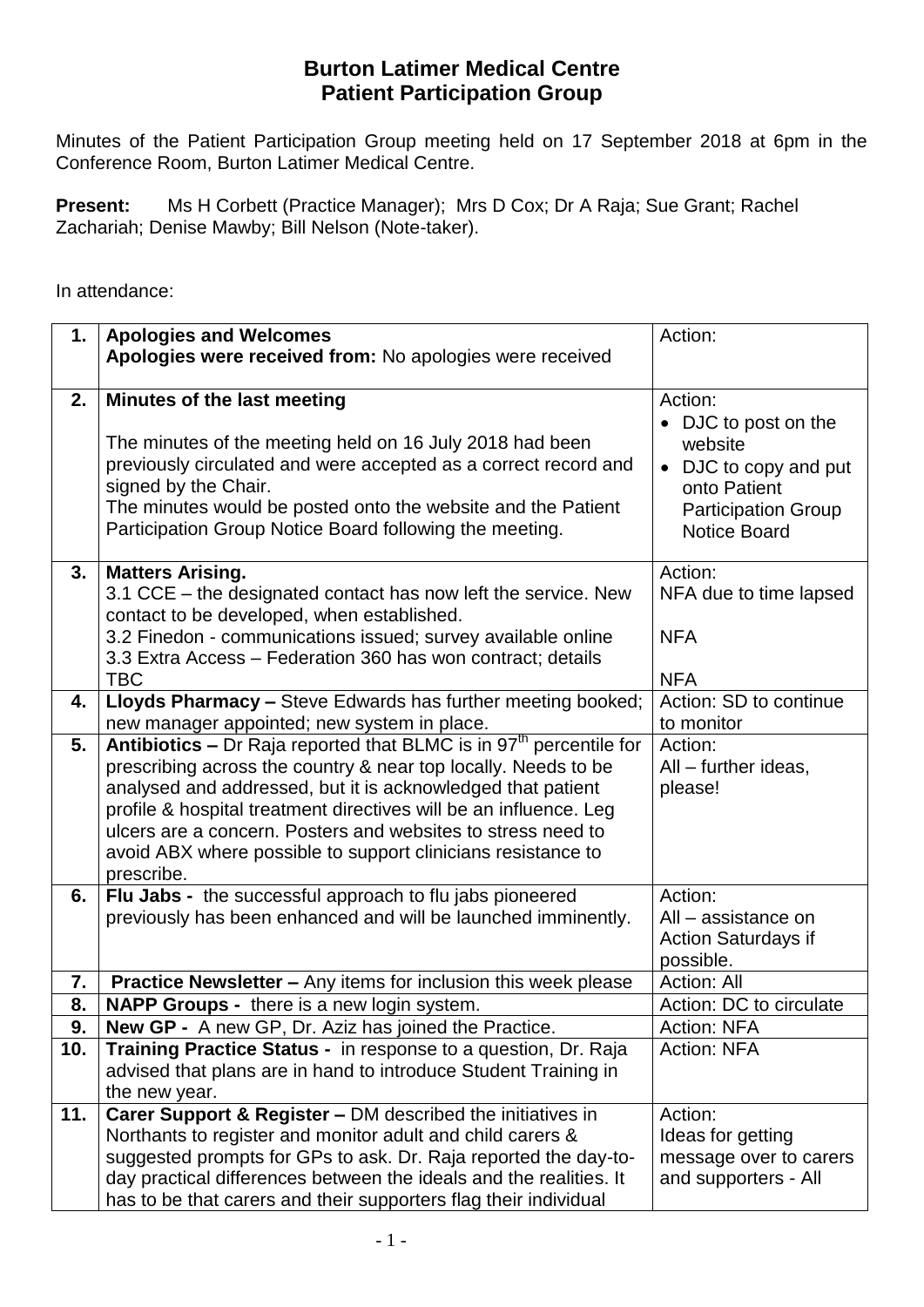# Burton Latimer Medical Centre
## Patient Participation Group

Minutes of the Patient Participation Group meeting held on 17 September 2018 at 6pm in the Conference Room, Burton Latimer Medical Centre.

**Present:** Ms H Corbett (Practice Manager); Mrs D Cox; Dr A Raja; Sue Grant; Rachel Zachariah; Denise Mawby; Bill Nelson (Note-taker).

In attendance:

| | | |
|---|---|---|
| **1.** | **Apologies and Welcomes**<br>**Apologies were received from:** No apologies were received | Action: |
| **2.** | **Minutes of the last meeting**<br><br>The minutes of the meeting held on 16 July 2018 had been previously circulated and were accepted as a correct record and signed by the Chair.<br>The minutes would be posted onto the website and the Patient Participation Group Notice Board following the meeting. | Action:<br>• DJC to post on the website<br>• DJC to copy and put onto Patient Participation Group Notice Board |
| **3.** | **Matters Arising.**<br>3.1 CCE – the designated contact has now left the service. New contact to be developed, when established.<br>3.2 Finedon - communications issued; survey available online<br>3.3 Extra Access – Federation 360 has won contract; details TBC | Action:<br>NFA due to time lapsed<br><br>NFA<br><br>NFA |
| **4.** | **Lloyds Pharmacy –** Steve Edwards has further meeting booked; new manager appointed; new system in place. | Action: SD to continue to monitor |
| **5.** | **Antibiotics –** Dr Raja reported that BLMC is in 97th percentile for prescribing across the country & near top locally. Needs to be analysed and addressed, but it is acknowledged that patient profile & hospital treatment directives will be an influence. Leg ulcers are a concern. Posters and websites to stress need to avoid ABX where possible to support clinicians resistance to prescribe. | Action:<br>All – further ideas, please! |
| **6.** | **Flu Jabs -** the successful approach to flu jabs pioneered previously has been enhanced and will be launched imminently. | Action:<br>All – assistance on Action Saturdays if possible. |
| **7.** | **Practice Newsletter –** Any items for inclusion this week please | Action: All |
| **8.** | **NAPP Groups -** there is a new login system. | Action: DC to circulate |
| **9.** | **New GP -** A new GP, Dr. Aziz has joined the Practice. | Action: NFA |
| **10.** | **Training Practice Status -** in response to a question, Dr. Raja advised that plans are in hand to introduce Student Training in the new year. | Action: NFA |
| **11.** | **Carer Support & Register –** DM described the initiatives in Northants to register and monitor adult and child carers & suggested prompts for GPs to ask. Dr. Raja reported the day-to-day practical differences between the ideals and the realities. It has to be that carers and their supporters flag their individual | Action:<br>Ideas for getting message over to carers and supporters - All |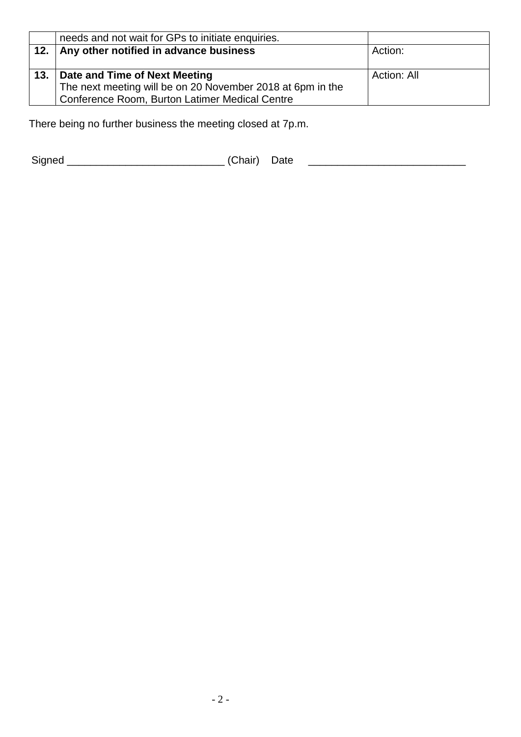| | | |
|---|---|---|
| | needs and not wait for GPs to initiate enquiries. | |
| **12.** | **Any other notified in advance business** | Action: |
| **13.** | **Date and Time of Next Meeting**<br>The next meeting will be on 20 November 2018 at 6pm in the Conference Room, Burton Latimer Medical Centre | Action: All |

There being no further business the meeting closed at 7p.m.

Signed ___________________________ (Chair) Date ___________________________